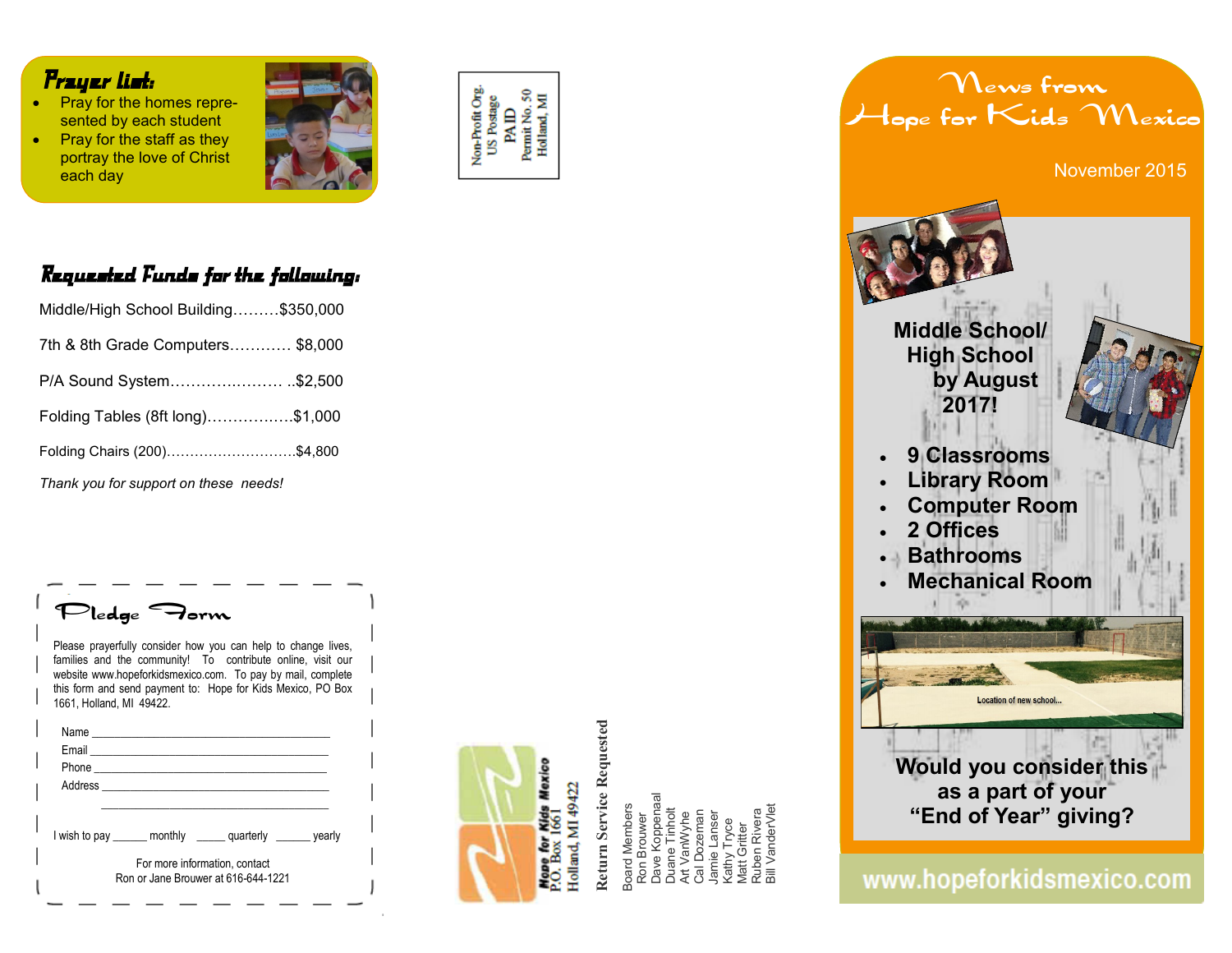## Prayer list:

- Pray for the homes represented by each student
- Pray for the staff as they portray the love of Christ each day

## Requested Funds for the following:

Middle/High School Building………$350,000

7th & 8th Grade Computers………… $8,000

P/A Sound System………….……… ..$2,500

Folding Tables (8ft long)…………..…$1,000

Folding Chairs (200)………………………..$4,800

*Thank you for support on these needs!*

## Pledge Form

Please prayerfully consider how you can help to change lives, families and the community! To contribute online, visit our website www.hopeforkidsmexico.com. To pay by mail, complete this form and send payment to: Hope for Kids Mexico, PO Box 1661, Holland, MI 49422.

Name ___________________________________

Email ___________________________________

Phone ___________________________________

Address _________________________________

_________________________________

I wish to pay ______ monthly _____ quarterly ______ yearly

For more information, contact
Ron or Jane Brouwer at 616-644-1221

Non-Profit Org.
US Postage
PAID
Permit No. 50
Holland, MI

**Hope for Kids Mexico**
P.O. Box 1661
Holland, MI 49422

**Return Service Requested**

Board Members
Ron Brouwer
Dave Koppenaal
Duane Tinholt
Art VanWyhe
Cal Dozeman
Jamie Lanser
Kathy Tryce
Matt Gritter
Ruben Rivera
Bill VanderVlet

# News from Hope for Kids Mexico

November 2015

## Middle School/ High School by August 2017!

- **9 Classrooms**
- **Library Room**
- **Computer Room**
- **2 Offices**
- **Bathrooms**
- **Mechanical Room**

Location of new school...

**Would you consider this as a part of your "End of Year" giving?**

www.hopeforkidsmexico.com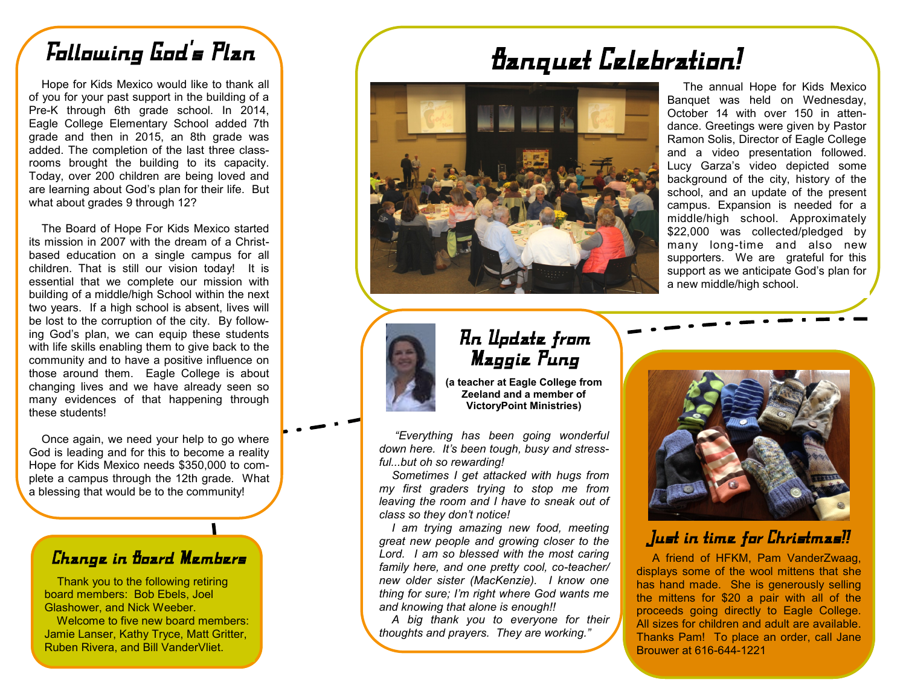## Following God's Plan

Hope for Kids Mexico would like to thank all of you for your past support in the building of a Pre-K through 6th grade school. In 2014, Eagle College Elementary School added 7th grade and then in 2015, an 8th grade was added. The completion of the last three classrooms brought the building to its capacity. Today, over 200 children are being loved and are learning about God's plan for their life. But what about grades 9 through 12?

The Board of Hope For Kids Mexico started its mission in 2007 with the dream of a Christ-based education on a single campus for all children. That is still our vision today! It is essential that we complete our mission with building of a middle/high School within the next two years. If a high school is absent, lives will be lost to the corruption of the city. By following God's plan, we can equip these students with life skills enabling them to give back to the community and to have a positive influence on those around them. Eagle College is about changing lives and we have already seen so many evidences of that happening through these students!

Once again, we need your help to go where God is leading and for this to become a reality Hope for Kids Mexico needs $350,000 to complete a campus through the 12th grade. What a blessing that would be to the community!

## Change in Board Members

Thank you to the following retiring board members: Bob Ebels, Joel Glashower, and Nick Weeber.

Welcome to five new board members: Jamie Lanser, Kathy Tryce, Matt Gritter, Ruben Rivera, and Bill VanderVliet.

## Banquet Celebration!

The annual Hope for Kids Mexico Banquet was held on Wednesday, October 14 with over 150 in attendance. Greetings were given by Pastor Ramon Solis, Director of Eagle College and a video presentation followed. Lucy Garza's video depicted some background of the city, history of the school, and an update of the present campus. Expansion is needed for a middle/high school. Approximately $22,000 was collected/pledged by many long-time and also new supporters. We are grateful for this support as we anticipate God's plan for a new middle/high school.

## An Update from Maggie Pung

**(a teacher at Eagle College from Zeeland and a member of VictoryPoint Ministries)**

*"Everything has been going wonderful down here. It's been tough, busy and stressful...but oh so rewarding!*

*Sometimes I get attacked with hugs from my first graders trying to stop me from leaving the room and I have to sneak out of class so they don't notice!*

*I am trying amazing new food, meeting great new people and growing closer to the Lord. I am so blessed with the most caring family here, and one pretty cool, co-teacher/ new older sister (MacKenzie). I know one thing for sure; I'm right where God wants me and knowing that alone is enough!!*

*A big thank you to everyone for their thoughts and prayers. They are working."*

## Just in time for Christmas!!

A friend of HFKM, Pam VanderZwaag, displays some of the wool mittens that she has hand made. She is generously selling the mittens for $20 a pair with all of the proceeds going directly to Eagle College. All sizes for children and adult are available. Thanks Pam! To place an order, call Jane Brouwer at 616-644-1221